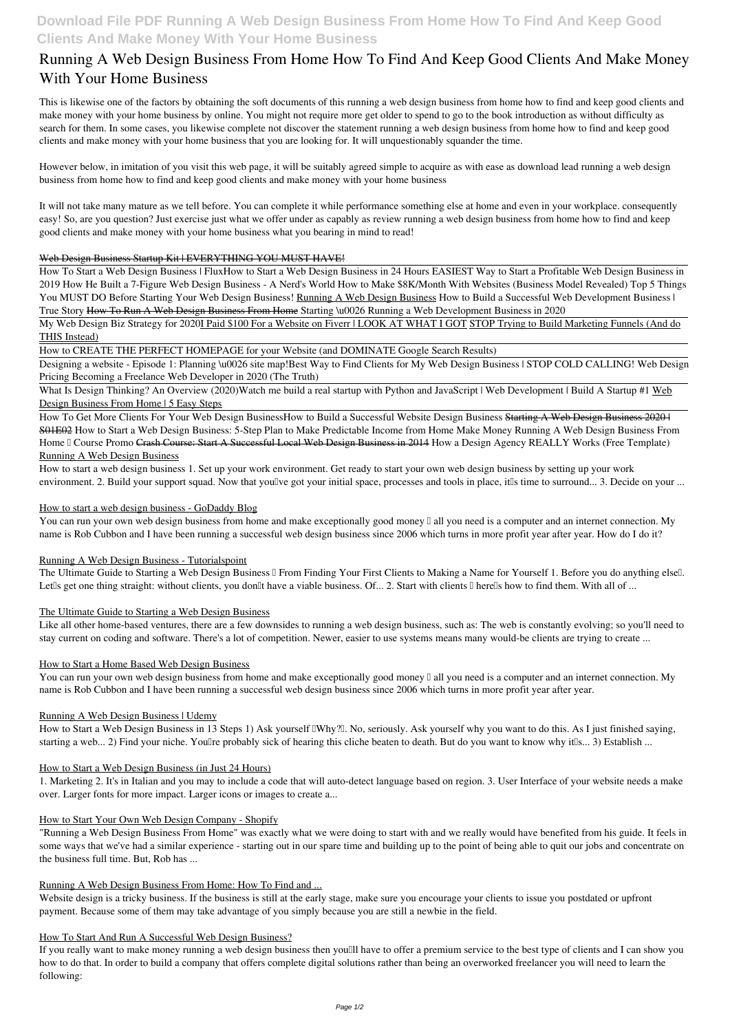# Running A Web Design Business From Home How To Find And Keep Good Clients And Make Money With Your Home Business

This is likewise one of the factors by obtaining the soft documents of this running a web design business from home how to find and keep good clients and make money with your home business by online. You might not require more get older to spend to go to the book introduction as without difficulty as search for them. In some cases, you likewise complete not discover the statement running a web design business from home how to find and keep good clients and make money with your home business that you are looking for. It will unquestionably squander the time.

However below, in imitation of you visit this web page, it will be suitably agreed simple to acquire as with ease as download lead running a web design business from home how to find and keep good clients and make money with your home business

It will not take many mature as we tell before. You can complete it while performance something else at home and even in your workplace. consequently easy! So, are you question? Just exercise just what we offer under as capably as review running a web design business from home how to find and keep good clients and make money with your home business what you bearing in mind to read!

Web Design Business Startup Kit | EVERYTHING YOU MUST HAVE!

How To Start a Web Design Business | Flux*How to Start a Web Design Business in 24 Hours EASIEST Way to Start a Profitable Web Design Business in 2019 How He Built a 7-Figure Web Design Business - A Nerd's World How to Make $8K/Month With Websites (Business Model Revealed) Top 5 Things You MUST DO Before Starting Your Web Design Business!* Running A Web Design Business *How to Build a Successful Web Development Business | True Story* How To Run A Web Design Business From Home *Starting \u0026 Running a Web Development Business in 2020*

My Web Design Biz Strategy for 2020I Paid $100 For a Website on Fiverr | LOOK AT WHAT I GOT STOP Trying to Build Marketing Funnels (And do THIS Instead)

How to CREATE THE PERFECT HOMEPAGE for your Website (and DOMINATE Google Search Results)

Designing a website - Episode 1: Planning \u0026 site map!*Best Way to Find Clients for My Web Design Business | STOP COLD CALLING! Web Design Pricing Becoming a Freelance Web Developer in 2020 (The Truth)*

What Is Design Thinking? An Overview (2020)*Watch me build a real startup with Python and JavaScript | Web Development | Build A Startup #1* Web Design Business From Home | 5 Easy Steps

How To Get More Clients For Your Web Design Business*How to Build a Successful Website Design Business* Starting A Web Design Business 2020 | S01E02 *How to Start a Web Design Business: 5-Step Plan to Make Predictable Income from Home Make Money Running A Web Design Business From Home – Course Promo* Crash Course: Start A Successful Local Web Design Business in 2014 *How a Design Agency REALLY Works (Free Template)* Running A Web Design Business

How to start a web design business 1. Set up your work environment. Get ready to start your own web design business by setting up your work environment. 2. Build your support squad. Now that you've got your initial space, processes and tools in place, it's time to surround... 3. Decide on your ...

## How to start a web design business - GoDaddy Blog

You can run your own web design business from home and make exceptionally good money – all you need is a computer and an internet connection. My name is Rob Cubbon and I have been running a successful web design business since 2006 which turns in more profit year after year. How do I do it?

## Running A Web Design Business - Tutorialspoint

The Ultimate Guide to Starting a Web Design Business – From Finding Your First Clients to Making a Name for Yourself 1. Before you do anything else…. Let's get one thing straight: without clients, you don't have a viable business. Of... 2. Start with clients – here's how to find them. With all of ...

## The Ultimate Guide to Starting a Web Design Business

Like all other home-based ventures, there are a few downsides to running a web design business, such as: The web is constantly evolving; so you'll need to stay current on coding and software. There's a lot of competition. Newer, easier to use systems means many would-be clients are trying to create ...

## How to Start a Home Based Web Design Business

You can run your own web design business from home and make exceptionally good money – all you need is a computer and an internet connection. My name is Rob Cubbon and I have been running a successful web design business since 2006 which turns in more profit year after year.

## Running A Web Design Business | Udemy

How to Start a Web Design Business in 13 Steps 1) Ask yourself "Why?". No, seriously. Ask yourself why you want to do this. As I just finished saying, starting a web... 2) Find your niche. You're probably sick of hearing this cliche beaten to death. But do you want to know why it's... 3) Establish ...

## How to Start a Web Design Business (in Just 24 Hours)

1. Marketing 2. It's in Italian and you may to include a code that will auto-detect language based on region. 3. User Interface of your website needs a make over. Larger fonts for more impact. Larger icons or images to create a...

## How to Start Your Own Web Design Company - Shopify

"Running a Web Design Business From Home" was exactly what we were doing to start with and we really would have benefited from his guide. It feels in some ways that we've had a similar experience - starting out in our spare time and building up to the point of being able to quit our jobs and concentrate on the business full time. But, Rob has ...

## Running A Web Design Business From Home: How To Find and ...

Website design is a tricky business. If the business is still at the early stage, make sure you encourage your clients to issue you postdated or upfront payment. Because some of them may take advantage of you simply because you are still a newbie in the field.

## How To Start And Run A Successful Web Design Business?

If you really want to make money running a web design business then you'll have to offer a premium service to the best type of clients and I can show you how to do that. In order to build a company that offers complete digital solutions rather than being an overworked freelancer you will need to learn the following: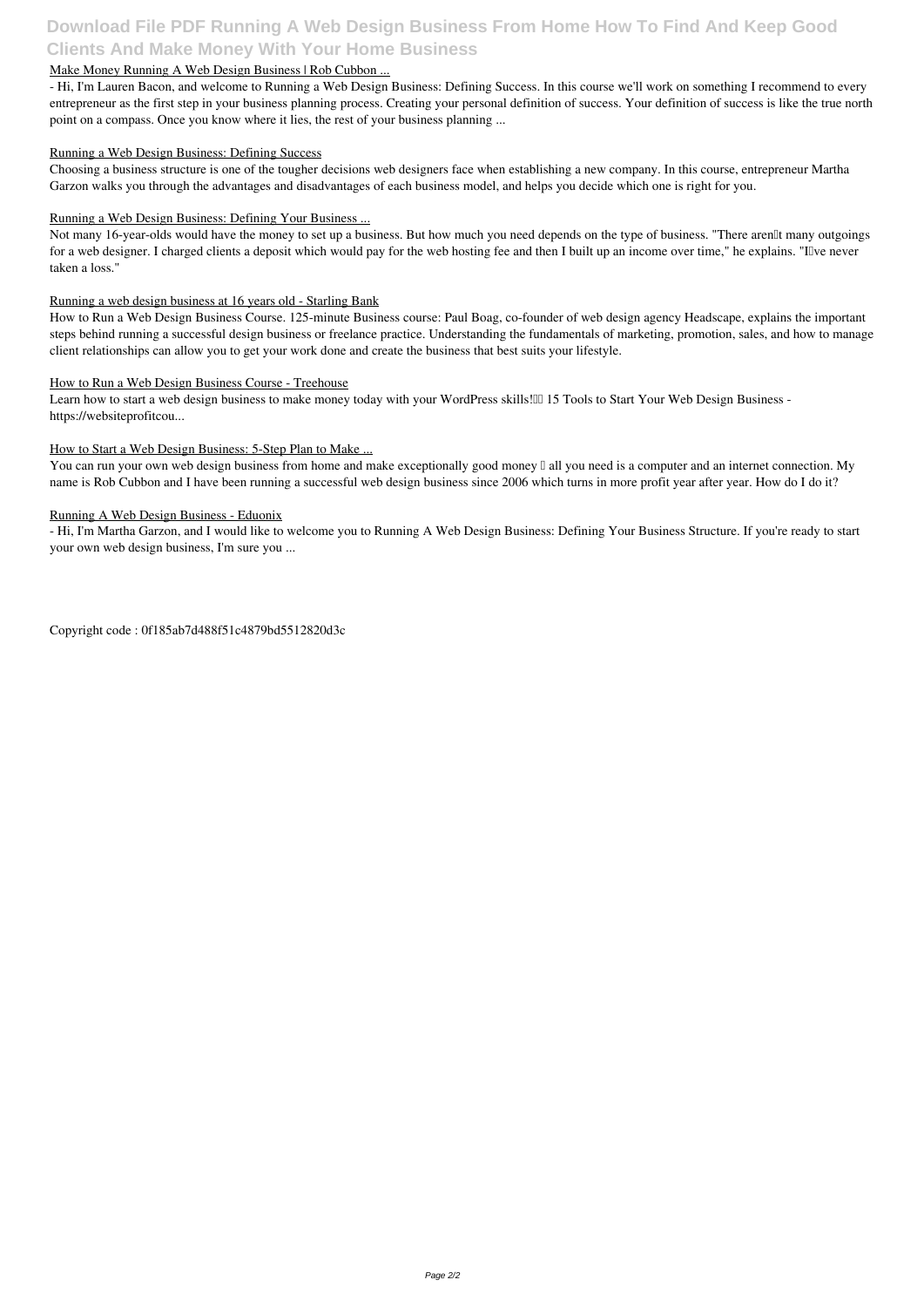## Make Money Running A Web Design Business | Rob Cubbon ...

- Hi, I'm Lauren Bacon, and welcome to Running a Web Design Business: Defining Success. In this course we'll work on something I recommend to every entrepreneur as the first step in your business planning process. Creating your personal definition of success. Your definition of success is like the true north point on a compass. Once you know where it lies, the rest of your business planning ...

## Running a Web Design Business: Defining Success

Choosing a business structure is one of the tougher decisions web designers face when establishing a new company. In this course, entrepreneur Martha Garzon walks you through the advantages and disadvantages of each business model, and helps you decide which one is right for you.

## Running a Web Design Business: Defining Your Business ...

Not many 16-year-olds would have the money to set up a business. But how much you need depends on the type of business. "There aren't many outgoings for a web designer. I charged clients a deposit which would pay for the web hosting fee and then I built up an income over time," he explains. "I've never taken a loss."

## Running a web design business at 16 years old - Starling Bank

How to Run a Web Design Business Course. 125-minute Business course: Paul Boag, co-founder of web design agency Headscape, explains the important steps behind running a successful design business or freelance practice. Understanding the fundamentals of marketing, promotion, sales, and how to manage client relationships can allow you to get your work done and create the business that best suits your lifestyle.

## How to Run a Web Design Business Course - Treehouse

Learn how to start a web design business to make money today with your WordPress skills! 15 Tools to Start Your Web Design Business - https://websiteprofitcou...

## How to Start a Web Design Business: 5-Step Plan to Make ...

You can run your own web design business from home and make exceptionally good money – all you need is a computer and an internet connection. My name is Rob Cubbon and I have been running a successful web design business since 2006 which turns in more profit year after year. How do I do it?

## Running A Web Design Business - Eduonix

- Hi, I'm Martha Garzon, and I would like to welcome you to Running A Web Design Business: Defining Your Business Structure. If you're ready to start your own web design business, I'm sure you ...

Copyright code : 0f185ab7d488f51c4879bd5512820d3c